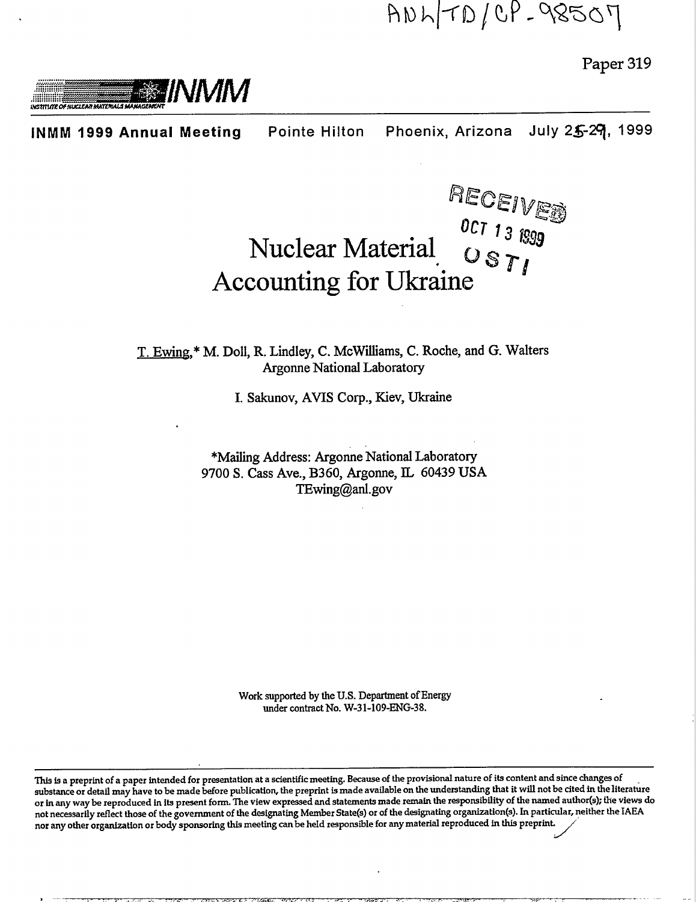ANL/TD/CP-98507

Paper 319

INMM

**INMM 1999 Annual Meeting** Pointe Hilton Phoenix, Arizona July 25-29, 1999

RECEIVED
OCT 13 1999
OSTI

# Nuclear Material Accounting for Ukraine

T. Ewing,* M. Doll, R. Lindley, C. McWilliams, C. Roche, and G. Walters
Argonne National Laboratory

I. Sakunov, AVIS Corp., Kiev, Ukraine

*Mailing Address: Argonne National Laboratory
9700 S. Cass Ave., B360, Argonne, IL 60439 USA
TEwing@anl.gov

Work supported by the U.S. Department of Energy
under contract No. W-31-109-ENG-38.

This is a preprint of a paper intended for presentation at a scientific meeting. Because of the provisional nature of its content and since changes of substance or detail may have to be made before publication, the preprint is made available on the understanding that it will not be cited in the literature or in any way be reproduced in its present form. The view expressed and statements made remain the responsibility of the named author(s); the views do not necessarily reflect those of the government of the designating Member State(s) or of the designating organization(s). In particular, neither the IAEA nor any other organization or body sponsoring this meeting can be held responsible for any material reproduced in this preprint.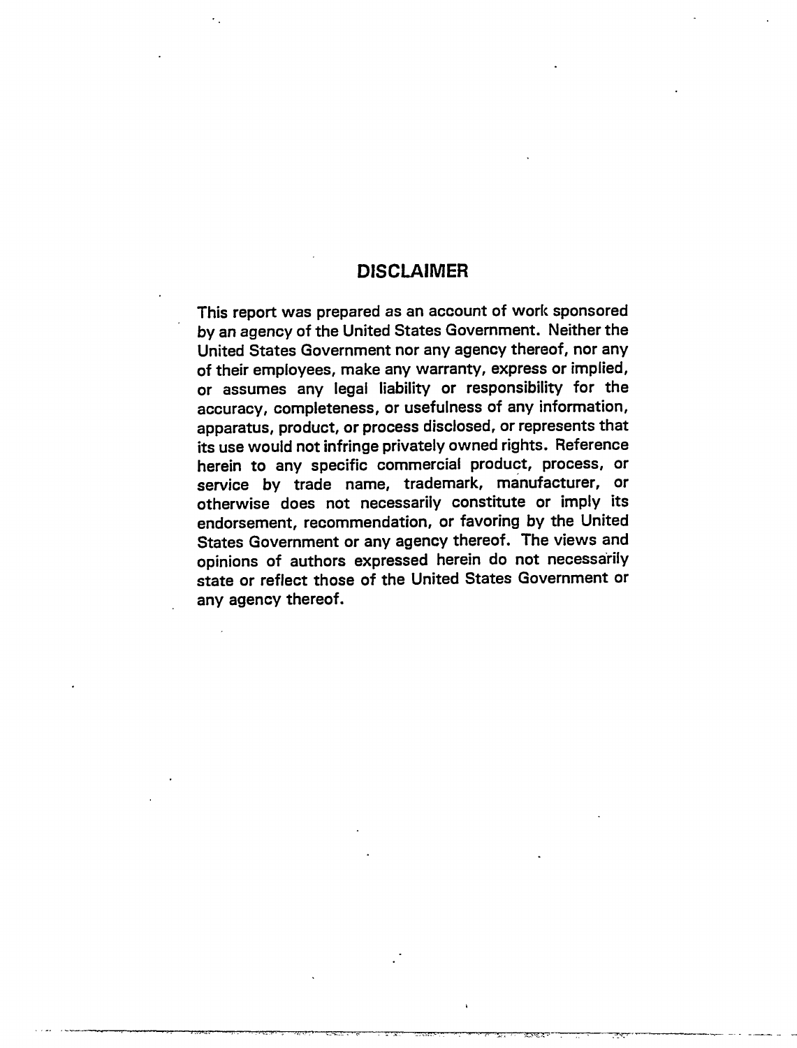## DISCLAIMER

This report was prepared as an account of work sponsored by an agency of the United States Government. Neither the United States Government nor any agency thereof, nor any of their employees, make any warranty, express or implied, or assumes any legal liability or responsibility for the accuracy, completeness, or usefulness of any information, apparatus, product, or process disclosed, or represents that its use would not infringe privately owned rights. Reference herein to any specific commercial product, process, or service by trade name, trademark, manufacturer, or otherwise does not necessarily constitute or imply its endorsement, recommendation, or favoring by the United States Government or any agency thereof. The views and opinions of authors expressed herein do not necessarily state or reflect those of the United States Government or any agency thereof.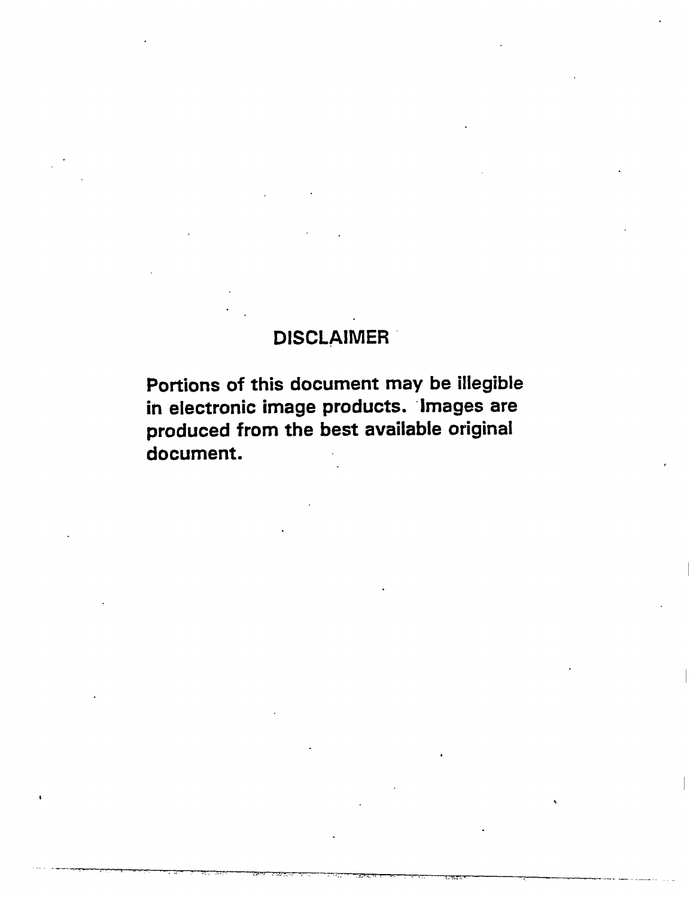# DISCLAIMER

Portions of this document may be illegible in electronic image products. Images are produced from the best available original document.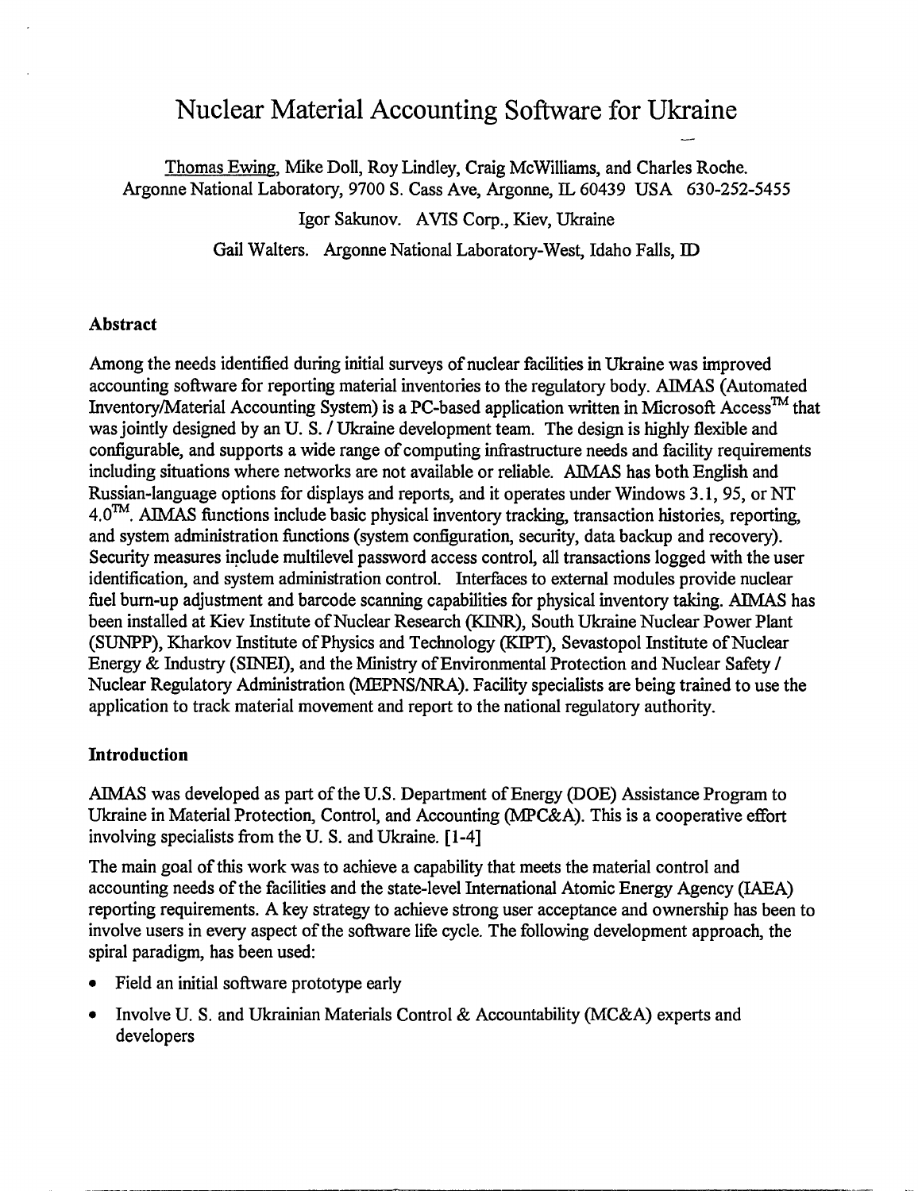# Nuclear Material Accounting Software for Ukraine

Thomas Ewing, Mike Doll, Roy Lindley, Craig McWilliams, and Charles Roche.
Argonne National Laboratory, 9700 S. Cass Ave, Argonne, IL 60439 USA 630-252-5455

Igor Sakunov. AVIS Corp., Kiev, Ukraine

Gail Walters. Argonne National Laboratory-West, Idaho Falls, ID

## Abstract

Among the needs identified during initial surveys of nuclear facilities in Ukraine was improved accounting software for reporting material inventories to the regulatory body. AIMAS (Automated Inventory/Material Accounting System) is a PC-based application written in Microsoft Access™ that was jointly designed by an U. S. / Ukraine development team. The design is highly flexible and configurable, and supports a wide range of computing infrastructure needs and facility requirements including situations where networks are not available or reliable. AIMAS has both English and Russian-language options for displays and reports, and it operates under Windows 3.1, 95, or NT 4.0™. AIMAS functions include basic physical inventory tracking, transaction histories, reporting, and system administration functions (system configuration, security, data backup and recovery). Security measures include multilevel password access control, all transactions logged with the user identification, and system administration control. Interfaces to external modules provide nuclear fuel burn-up adjustment and barcode scanning capabilities for physical inventory taking. AIMAS has been installed at Kiev Institute of Nuclear Research (KINR), South Ukraine Nuclear Power Plant (SUNPP), Kharkov Institute of Physics and Technology (KIPT), Sevastopol Institute of Nuclear Energy & Industry (SINEI), and the Ministry of Environmental Protection and Nuclear Safety / Nuclear Regulatory Administration (MEPNS/NRA). Facility specialists are being trained to use the application to track material movement and report to the national regulatory authority.

## Introduction

AIMAS was developed as part of the U.S. Department of Energy (DOE) Assistance Program to Ukraine in Material Protection, Control, and Accounting (MPC&A). This is a cooperative effort involving specialists from the U. S. and Ukraine. [1-4]

The main goal of this work was to achieve a capability that meets the material control and accounting needs of the facilities and the state-level International Atomic Energy Agency (IAEA) reporting requirements. A key strategy to achieve strong user acceptance and ownership has been to involve users in every aspect of the software life cycle. The following development approach, the spiral paradigm, has been used:

- Field an initial software prototype early
- Involve U. S. and Ukrainian Materials Control & Accountability (MC&A) experts and developers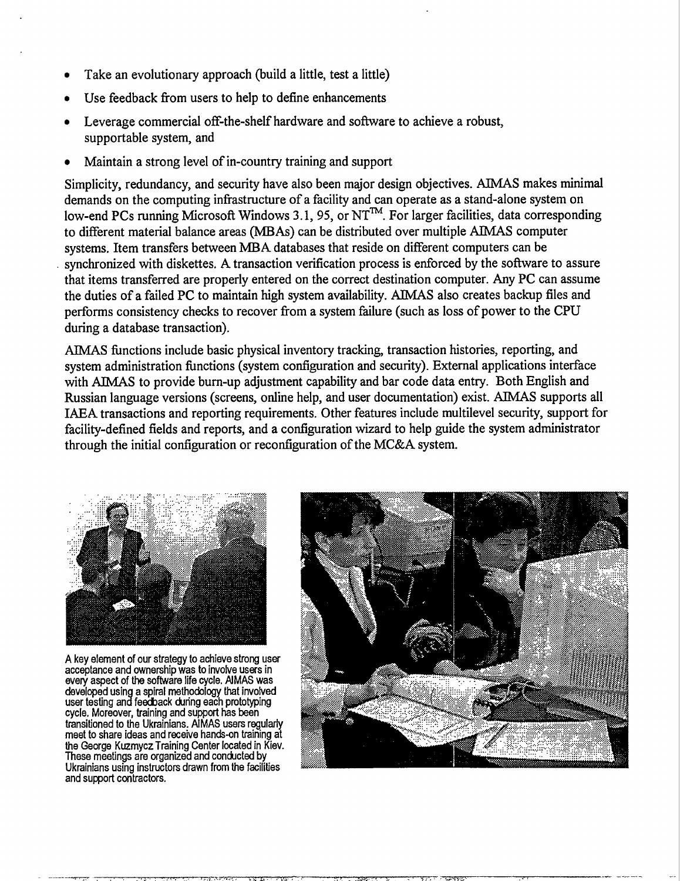- Take an evolutionary approach (build a little, test a little)
- Use feedback from users to help to define enhancements
- Leverage commercial off-the-shelf hardware and software to achieve a robust, supportable system, and
- Maintain a strong level of in-country training and support

Simplicity, redundancy, and security have also been major design objectives. AIMAS makes minimal demands on the computing infrastructure of a facility and can operate as a stand-alone system on low-end PCs running Microsoft Windows 3.1, 95, or NT™. For larger facilities, data corresponding to different material balance areas (MBAs) can be distributed over multiple AIMAS computer systems. Item transfers between MBA databases that reside on different computers can be synchronized with diskettes. A transaction verification process is enforced by the software to assure that items transferred are properly entered on the correct destination computer. Any PC can assume the duties of a failed PC to maintain high system availability. AIMAS also creates backup files and performs consistency checks to recover from a system failure (such as loss of power to the CPU during a database transaction).

AIMAS functions include basic physical inventory tracking, transaction histories, reporting, and system administration functions (system configuration and security). External applications interface with AIMAS to provide burn-up adjustment capability and bar code data entry. Both English and Russian language versions (screens, online help, and user documentation) exist. AIMAS supports all IAEA transactions and reporting requirements. Other features include multilevel security, support for facility-defined fields and reports, and a configuration wizard to help guide the system administrator through the initial configuration or reconfiguration of the MC&A system.

A key element of our strategy to achieve strong user acceptance and ownership was to involve users in every aspect of the software life cycle. AIMAS was developed using a spiral methodology that involved user testing and feedback during each prototyping cycle. Moreover, training and support has been transitioned to the Ukrainians. AIMAS users regularly meet to share ideas and receive hands-on training at the George Kuzmycz Training Center located in Kiev. These meetings are organized and conducted by Ukrainians using instructors drawn from the facilities and support contractors.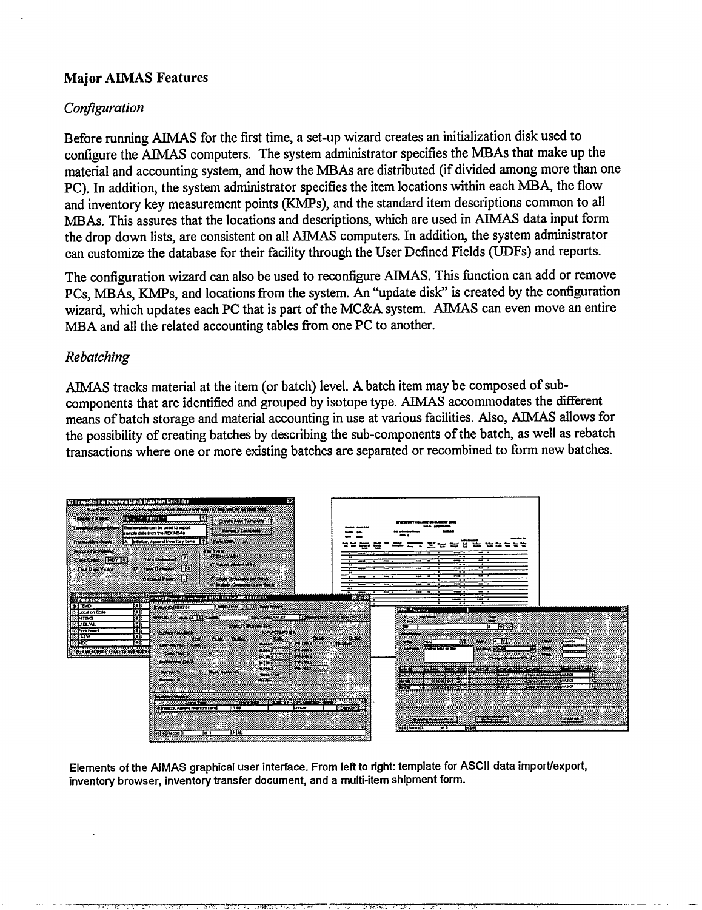**Major AIMAS Features**

*Configuration*

Before running AIMAS for the first time, a set-up wizard creates an initialization disk used to configure the AIMAS computers. The system administrator specifies the MBAs that make up the material and accounting system, and how the MBAs are distributed (if divided among more than one PC). In addition, the system administrator specifies the item locations within each MBA, the flow and inventory key measurement points (KMPs), and the standard item descriptions common to all MBAs. This assures that the locations and descriptions, which are used in AIMAS data input form the drop down lists, are consistent on all AIMAS computers. In addition, the system administrator can customize the database for their facility through the User Defined Fields (UDFs) and reports.

The configuration wizard can also be used to reconfigure AIMAS. This function can add or remove PCs, MBAs, KMPs, and locations from the system. An "update disk" is created by the configuration wizard, which updates each PC that is part of the MC&A system. AIMAS can even move an entire MBA and all the related accounting tables from one PC to another.

*Rebatching*

AIMAS tracks material at the item (or batch) level. A batch item may be composed of sub-components that are identified and grouped by isotope type. AIMAS accommodates the different means of batch storage and material accounting in use at various facilities. Also, AIMAS allows for the possibility of creating batches by describing the sub-components of the batch, as well as rebatch transactions where one or more existing batches are separated or recombined to form new batches.

Elements of the AIMAS graphical user interface. From left to right: template for ASCII data import/export, inventory browser, inventory transfer document, and a multi-item shipment form.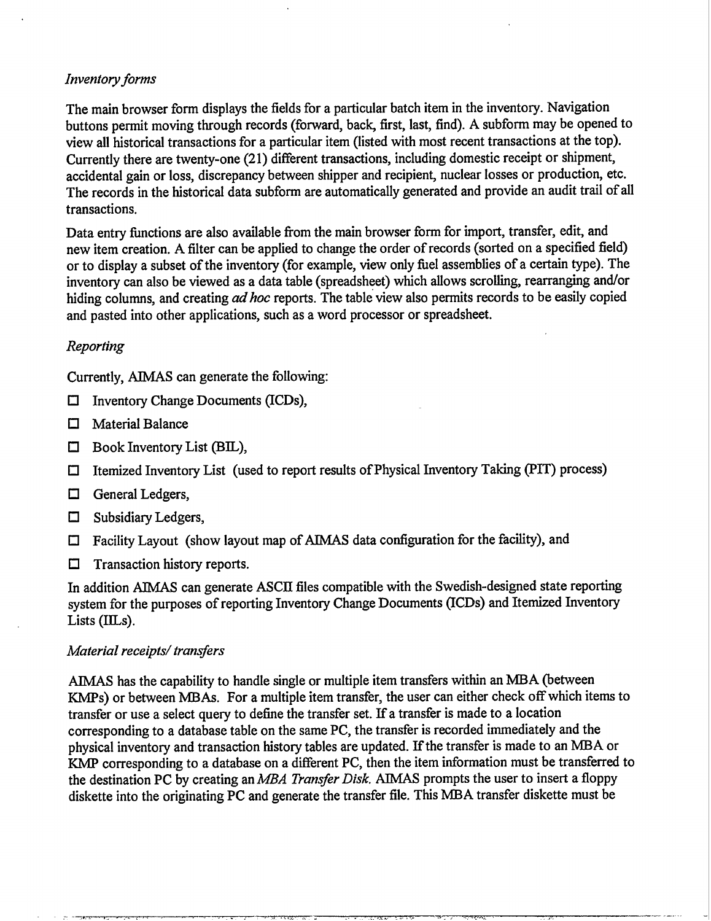*Inventory forms*

The main browser form displays the fields for a particular batch item in the inventory. Navigation buttons permit moving through records (forward, back, first, last, find). A subform may be opened to view all historical transactions for a particular item (listed with most recent transactions at the top). Currently there are twenty-one (21) different transactions, including domestic receipt or shipment, accidental gain or loss, discrepancy between shipper and recipient, nuclear losses or production, etc. The records in the historical data subform are automatically generated and provide an audit trail of all transactions.

Data entry functions are also available from the main browser form for import, transfer, edit, and new item creation. A filter can be applied to change the order of records (sorted on a specified field) or to display a subset of the inventory (for example, view only fuel assemblies of a certain type). The inventory can also be viewed as a data table (spreadsheet) which allows scrolling, rearranging and/or hiding columns, and creating *ad hoc* reports. The table view also permits records to be easily copied and pasted into other applications, such as a word processor or spreadsheet.

*Reporting*

Currently, AIMAS can generate the following:

- Inventory Change Documents (ICDs),
- Material Balance
- Book Inventory List (BIL),
- Itemized Inventory List (used to report results of Physical Inventory Taking (PIT) process)
- General Ledgers,
- Subsidiary Ledgers,
- Facility Layout (show layout map of AIMAS data configuration for the facility), and
- Transaction history reports.

In addition AIMAS can generate ASCII files compatible with the Swedish-designed state reporting system for the purposes of reporting Inventory Change Documents (ICDs) and Itemized Inventory Lists (IILs).

*Material receipts/ transfers*

AIMAS has the capability to handle single or multiple item transfers within an MBA (between KMPs) or between MBAs. For a multiple item transfer, the user can either check off which items to transfer or use a select query to define the transfer set. If a transfer is made to a location corresponding to a database table on the same PC, the transfer is recorded immediately and the physical inventory and transaction history tables are updated. If the transfer is made to an MBA or KMP corresponding to a database on a different PC, then the item information must be transferred to the destination PC by creating an *MBA Transfer Disk*. AIMAS prompts the user to insert a floppy diskette into the originating PC and generate the transfer file. This MBA transfer diskette must be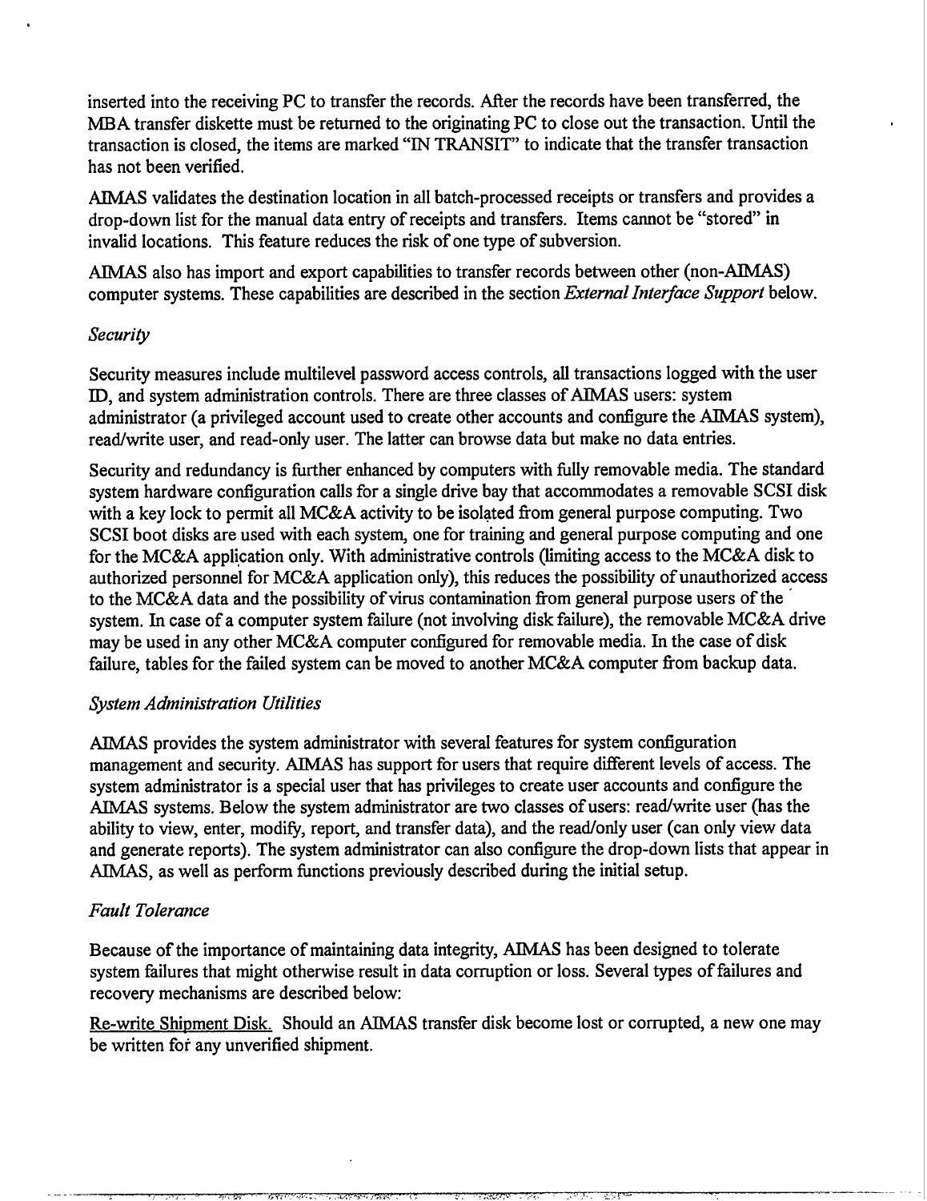inserted into the receiving PC to transfer the records. After the records have been transferred, the MBA transfer diskette must be returned to the originating PC to close out the transaction. Until the transaction is closed, the items are marked "IN TRANSIT" to indicate that the transfer transaction has not been verified.

AIMAS validates the destination location in all batch-processed receipts or transfers and provides a drop-down list for the manual data entry of receipts and transfers. Items cannot be "stored" in invalid locations. This feature reduces the risk of one type of subversion.

AIMAS also has import and export capabilities to transfer records between other (non-AIMAS) computer systems. These capabilities are described in the section *External Interface Support* below.

*Security*

Security measures include multilevel password access controls, all transactions logged with the user ID, and system administration controls. There are three classes of AIMAS users: system administrator (a privileged account used to create other accounts and configure the AIMAS system), read/write user, and read-only user. The latter can browse data but make no data entries.

Security and redundancy is further enhanced by computers with fully removable media. The standard system hardware configuration calls for a single drive bay that accommodates a removable SCSI disk with a key lock to permit all MC&A activity to be isolated from general purpose computing. Two SCSI boot disks are used with each system, one for training and general purpose computing and one for the MC&A application only. With administrative controls (limiting access to the MC&A disk to authorized personnel for MC&A application only), this reduces the possibility of unauthorized access to the MC&A data and the possibility of virus contamination from general purpose users of the system. In case of a computer system failure (not involving disk failure), the removable MC&A drive may be used in any other MC&A computer configured for removable media. In the case of disk failure, tables for the failed system can be moved to another MC&A computer from backup data.

*System Administration Utilities*

AIMAS provides the system administrator with several features for system configuration management and security. AIMAS has support for users that require different levels of access. The system administrator is a special user that has privileges to create user accounts and configure the AIMAS systems. Below the system administrator are two classes of users: read/write user (has the ability to view, enter, modify, report, and transfer data), and the read/only user (can only view data and generate reports). The system administrator can also configure the drop-down lists that appear in AIMAS, as well as perform functions previously described during the initial setup.

*Fault Tolerance*

Because of the importance of maintaining data integrity, AIMAS has been designed to tolerate system failures that might otherwise result in data corruption or loss. Several types of failures and recovery mechanisms are described below:

Re-write Shipment Disk. Should an AIMAS transfer disk become lost or corrupted, a new one may be written for any unverified shipment.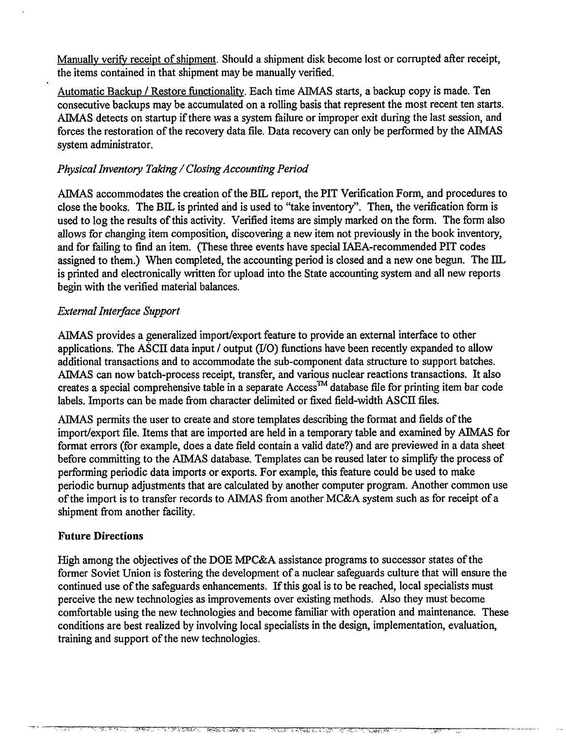Manually verify receipt of shipment. Should a shipment disk become lost or corrupted after receipt, the items contained in that shipment may be manually verified.

Automatic Backup / Restore functionality. Each time AIMAS starts, a backup copy is made. Ten consecutive backups may be accumulated on a rolling basis that represent the most recent ten starts. AIMAS detects on startup if there was a system failure or improper exit during the last session, and forces the restoration of the recovery data file. Data recovery can only be performed by the AIMAS system administrator.

*Physical Inventory Taking / Closing Accounting Period*

AIMAS accommodates the creation of the BIL report, the PIT Verification Form, and procedures to close the books. The BIL is printed and is used to "take inventory". Then, the verification form is used to log the results of this activity. Verified items are simply marked on the form. The form also allows for changing item composition, discovering a new item not previously in the book inventory, and for failing to find an item. (These three events have special IAEA-recommended PIT codes assigned to them.) When completed, the accounting period is closed and a new one begun. The IIL is printed and electronically written for upload into the State accounting system and all new reports begin with the verified material balances.

*External Interface Support*

AIMAS provides a generalized import/export feature to provide an external interface to other applications. The ASCII data input / output (I/O) functions have been recently expanded to allow additional transactions and to accommodate the sub-component data structure to support batches. AIMAS can now batch-process receipt, transfer, and various nuclear reactions transactions. It also creates a special comprehensive table in a separate Access™ database file for printing item bar code labels. Imports can be made from character delimited or fixed field-width ASCII files.

AIMAS permits the user to create and store templates describing the format and fields of the import/export file. Items that are imported are held in a temporary table and examined by AIMAS for format errors (for example, does a date field contain a valid date?) and are previewed in a data sheet before committing to the AIMAS database. Templates can be reused later to simplify the process of performing periodic data imports or exports. For example, this feature could be used to make periodic burnup adjustments that are calculated by another computer program. Another common use of the import is to transfer records to AIMAS from another MC&A system such as for receipt of a shipment from another facility.

**Future Directions**

High among the objectives of the DOE MPC&A assistance programs to successor states of the former Soviet Union is fostering the development of a nuclear safeguards culture that will ensure the continued use of the safeguards enhancements. If this goal is to be reached, local specialists must perceive the new technologies as improvements over existing methods. Also they must become comfortable using the new technologies and become familiar with operation and maintenance. These conditions are best realized by involving local specialists in the design, implementation, evaluation, training and support of the new technologies.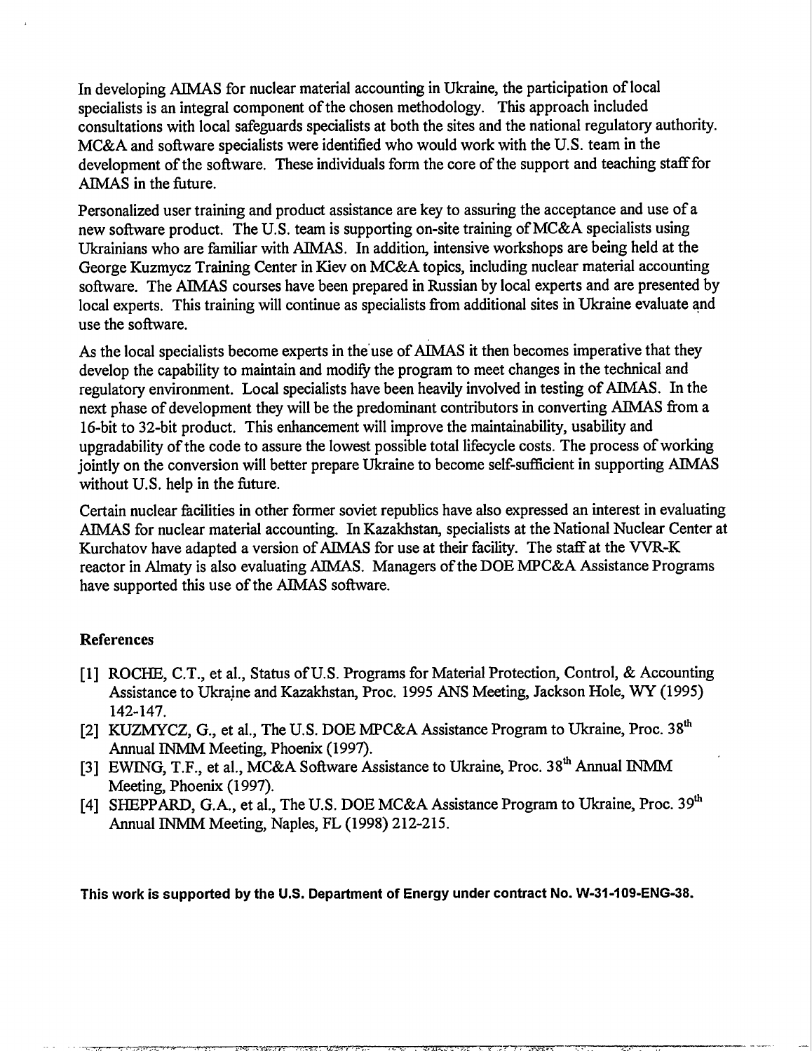In developing AIMAS for nuclear material accounting in Ukraine, the participation of local specialists is an integral component of the chosen methodology. This approach included consultations with local safeguards specialists at both the sites and the national regulatory authority. MC&A and software specialists were identified who would work with the U.S. team in the development of the software. These individuals form the core of the support and teaching staff for AIMAS in the future.

Personalized user training and product assistance are key to assuring the acceptance and use of a new software product. The U.S. team is supporting on-site training of MC&A specialists using Ukrainians who are familiar with AIMAS. In addition, intensive workshops are being held at the George Kuzmycz Training Center in Kiev on MC&A topics, including nuclear material accounting software. The AIMAS courses have been prepared in Russian by local experts and are presented by local experts. This training will continue as specialists from additional sites in Ukraine evaluate and use the software.

As the local specialists become experts in the use of AIMAS it then becomes imperative that they develop the capability to maintain and modify the program to meet changes in the technical and regulatory environment. Local specialists have been heavily involved in testing of AIMAS. In the next phase of development they will be the predominant contributors in converting AIMAS from a 16-bit to 32-bit product. This enhancement will improve the maintainability, usability and upgradability of the code to assure the lowest possible total lifecycle costs. The process of working jointly on the conversion will better prepare Ukraine to become self-sufficient in supporting AIMAS without U.S. help in the future.

Certain nuclear facilities in other former soviet republics have also expressed an interest in evaluating AIMAS for nuclear material accounting. In Kazakhstan, specialists at the National Nuclear Center at Kurchatov have adapted a version of AIMAS for use at their facility. The staff at the VVR-K reactor in Almaty is also evaluating AIMAS. Managers of the DOE MPC&A Assistance Programs have supported this use of the AIMAS software.

### References

[1] ROCHE, C.T., et al., Status of U.S. Programs for Material Protection, Control, & Accounting Assistance to Ukraine and Kazakhstan, Proc. 1995 ANS Meeting, Jackson Hole, WY (1995) 142-147.

[2] KUZMYCZ, G., et al., The U.S. DOE MPC&A Assistance Program to Ukraine, Proc. 38th Annual INMM Meeting, Phoenix (1997).

[3] EWING, T.F., et al., MC&A Software Assistance to Ukraine, Proc. 38th Annual INMM Meeting, Phoenix (1997).

[4] SHEPPARD, G.A., et al., The U.S. DOE MC&A Assistance Program to Ukraine, Proc. 39th Annual INMM Meeting, Naples, FL (1998) 212-215.

**This work is supported by the U.S. Department of Energy under contract No. W-31-109-ENG-38.**